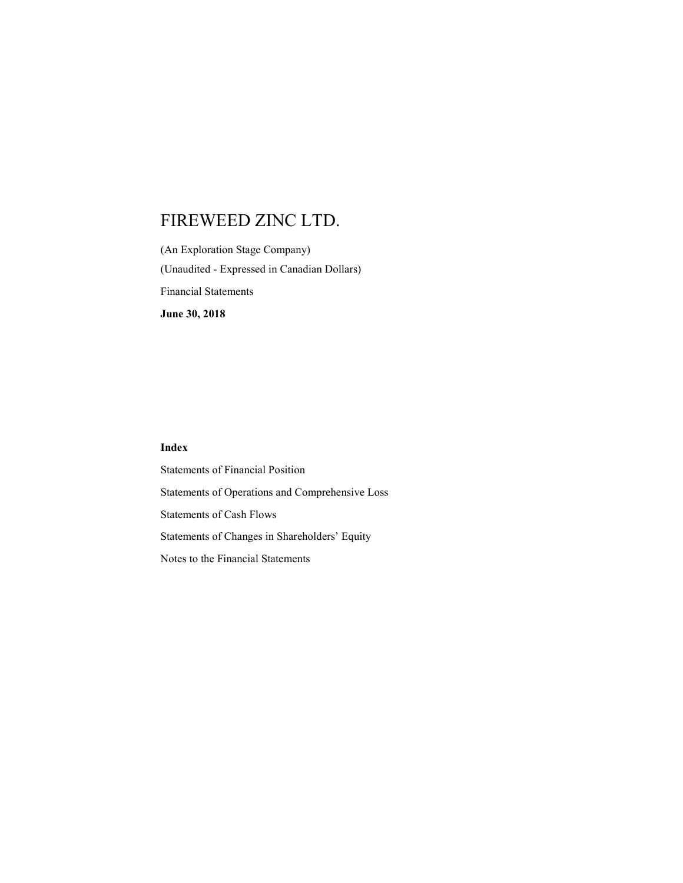# FIREWEED ZINC LTD.

(An Exploration Stage Company)

(Unaudited - Expressed in Canadian Dollars)

Financial Statements

**June 30, 2018**

**Index**

Statements of Financial Position

Statements of Operations and Comprehensive Loss

Statements of Cash Flows

Statements of Changes in Shareholders' Equity

Notes to the Financial Statements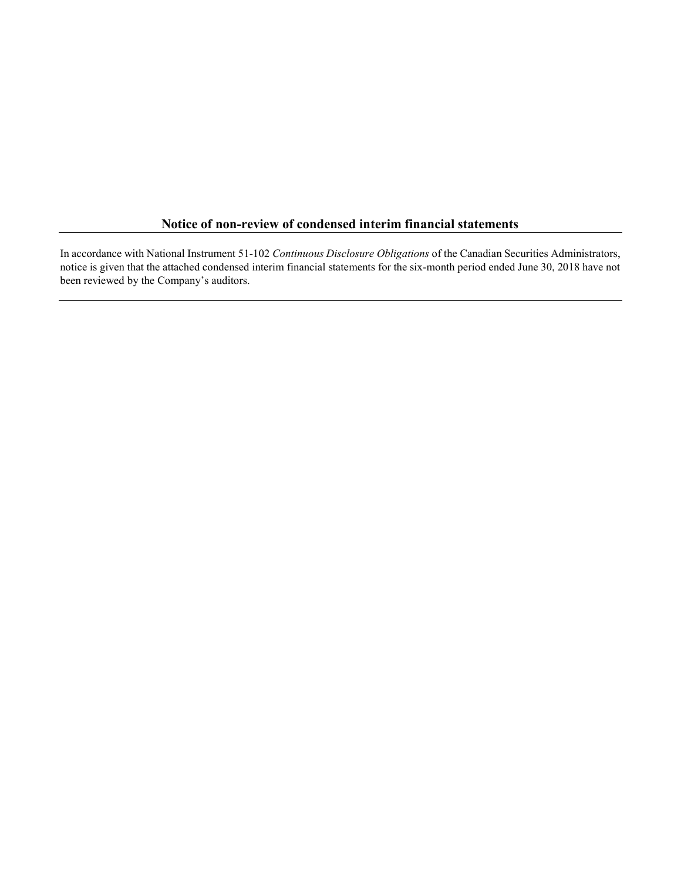## Notice of non-review of condensed interim financial statements

In accordance with National Instrument 51-102 *Continuous Disclosure Obligations* of the Canadian Securities Administrators, notice is given that the attached condensed interim financial statements for the six-month period ended June 30, 2018 have not been reviewed by the Company's auditors.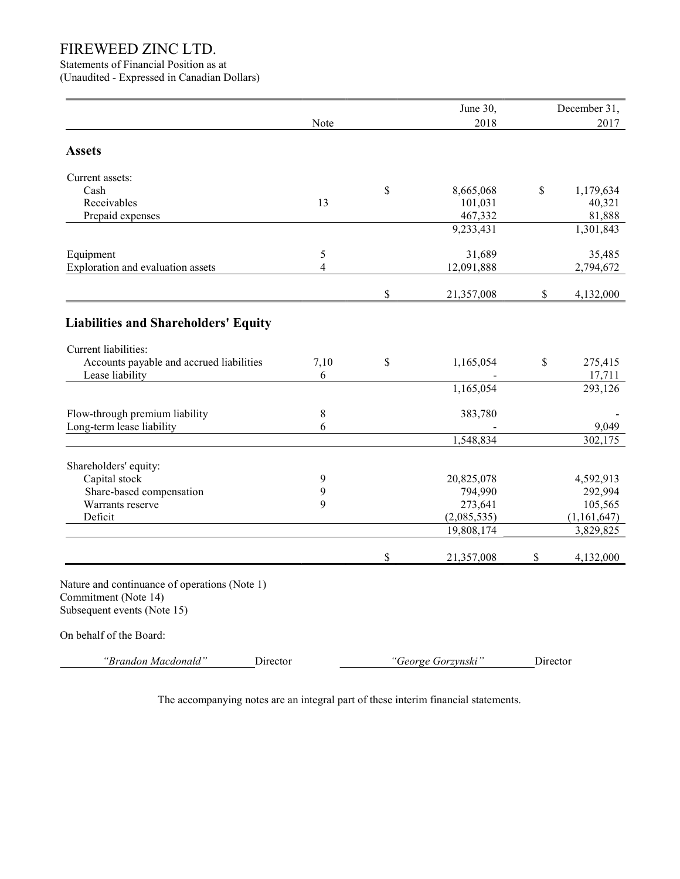# FIREWEED ZINC LTD.

Statements of Financial Position as at
(Unaudited - Expressed in Canadian Dollars)

| | Note | June 30, 2018 | December 31, 2017 |
|---|---|---|---|
| **Assets** | | | |
| Current assets: | | | |
| Cash | | $ 8,665,068 | $ 1,179,634 |
| Receivables | 13 | 101,031 | 40,321 |
| Prepaid expenses | | 467,332 | 81,888 |
| | | 9,233,431 | 1,301,843 |
| Equipment | 5 | 31,689 | 35,485 |
| Exploration and evaluation assets | 4 | 12,091,888 | 2,794,672 |
| | | $ 21,357,008 | $ 4,132,000 |
| **Liabilities and Shareholders' Equity** | | | |
| Current liabilities: | | | |
| Accounts payable and accrued liabilities | 7,10 | $ 1,165,054 | $ 275,415 |
| Lease liability | 6 | - | 17,711 |
| | | 1,165,054 | 293,126 |
| Flow-through premium liability | 8 | 383,780 | - |
| Long-term lease liability | 6 | - | 9,049 |
| | | 1,548,834 | 302,175 |
| Shareholders' equity: | | | |
| Capital stock | 9 | 20,825,078 | 4,592,913 |
| Share-based compensation | 9 | 794,990 | 292,994 |
| Warrants reserve | 9 | 273,641 | 105,565 |
| Deficit | | (2,085,535) | (1,161,647) |
| | | 19,808,174 | 3,829,825 |
| | | $ 21,357,008 | $ 4,132,000 |

Nature and continuance of operations (Note 1)
Commitment (Note 14)
Subsequent events (Note 15)

On behalf of the Board:

*"Brandon Macdonald"* Director　　　　*"George Gorzynski"* Director

The accompanying notes are an integral part of these interim financial statements.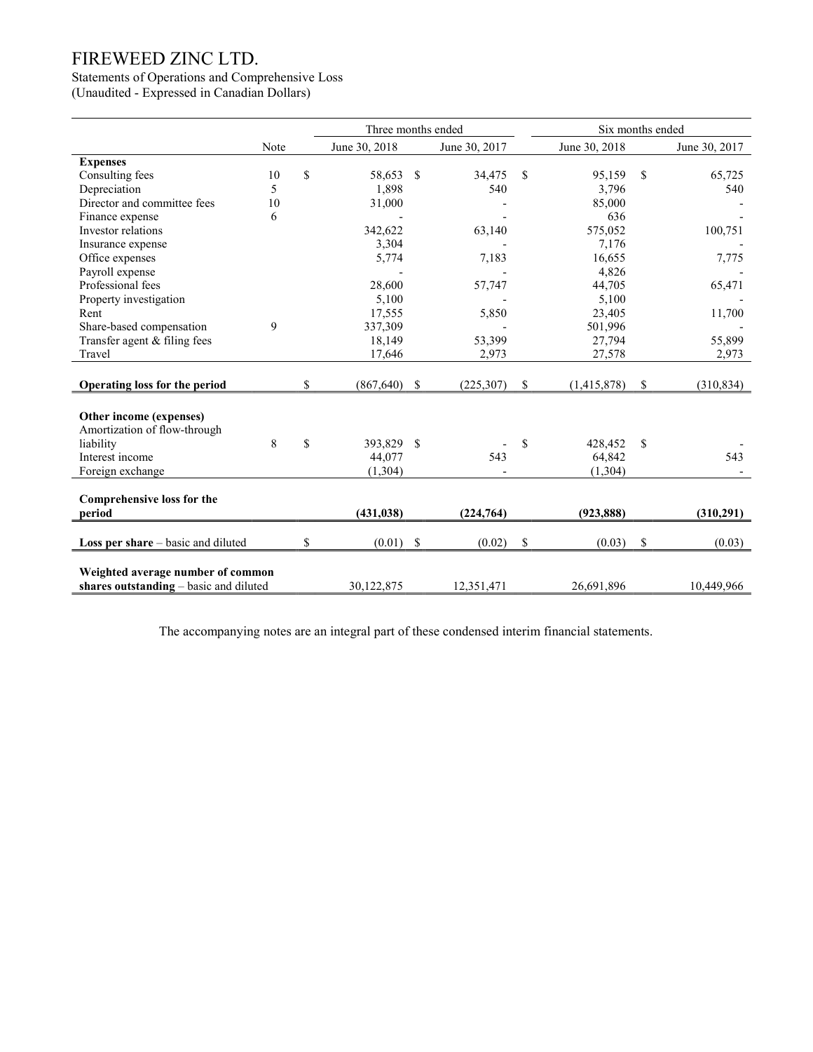# FIREWEED ZINC LTD.

Statements of Operations and Comprehensive Loss
(Unaudited - Expressed in Canadian Dollars)

| | Note | Three months ended | | Six months ended | |
|---|---|---|---|---|---|
| | | June 30, 2018 | June 30, 2017 | June 30, 2018 | June 30, 2017 |
| **Expenses** | | | | | |
| Consulting fees | 10 | $ 58,653 | $ 34,475 | $ 95,159 | $ 65,725 |
| Depreciation | 5 | 1,898 | 540 | 3,796 | 540 |
| Director and committee fees | 10 | 31,000 | - | 85,000 | - |
| Finance expense | 6 | - | - | 636 | - |
| Investor relations | | 342,622 | 63,140 | 575,052 | 100,751 |
| Insurance expense | | 3,304 | - | 7,176 | - |
| Office expenses | | 5,774 | 7,183 | 16,655 | 7,775 |
| Payroll expense | | - | - | 4,826 | - |
| Professional fees | | 28,600 | 57,747 | 44,705 | 65,471 |
| Property investigation | | 5,100 | - | 5,100 | - |
| Rent | | 17,555 | 5,850 | 23,405 | 11,700 |
| Share-based compensation | 9 | 337,309 | - | 501,996 | - |
| Transfer agent & filing fees | | 18,149 | 53,399 | 27,794 | 55,899 |
| Travel | | 17,646 | 2,973 | 27,578 | 2,973 |
| **Operating loss for the period** | | $ (867,640) | $ (225,307) | $ (1,415,878) | $ (310,834) |
| **Other income (expenses)** | | | | | |
| Amortization of flow-through liability | 8 | $ 393,829 | $ - | $ 428,452 | $ - |
| Interest income | | 44,077 | 543 | 64,842 | 543 |
| Foreign exchange | | (1,304) | - | (1,304) | - |
| **Comprehensive loss for the period** | | **(431,038)** | **(224,764)** | **(923,888)** | **(310,291)** |
| **Loss per share** – basic and diluted | | $ (0.01) | $ (0.02) | $ (0.03) | $ (0.03) |
| **Weighted average number of common shares outstanding** – basic and diluted | | 30,122,875 | 12,351,471 | 26,691,896 | 10,449,966 |

The accompanying notes are an integral part of these condensed interim financial statements.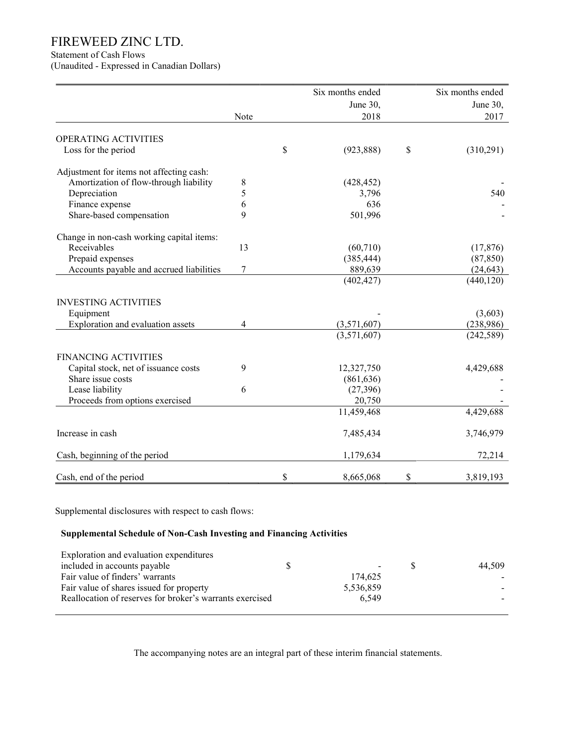# FIREWEED ZINC LTD.

Statement of Cash Flows

(Unaudited - Expressed in Canadian Dollars)

| | Note | Six months ended June 30, 2018 | Six months ended June 30, 2017 |
|---|---|---|---|
| **OPERATING ACTIVITIES** | | | |
| Loss for the period | | $ (923,888) | $ (310,291) |
| | | | |
| Adjustment for items not affecting cash: | | | |
| Amortization of flow-through liability | 8 | (428,452) | - |
| Depreciation | 5 | 3,796 | 540 |
| Finance expense | 6 | 636 | - |
| Share-based compensation | 9 | 501,996 | - |
| | | | |
| Change in non-cash working capital items: | | | |
| Receivables | 13 | (60,710) | (17,876) |
| Prepaid expenses | | (385,444) | (87,850) |
| Accounts payable and accrued liabilities | 7 | 889,639 | (24,643) |
| | | (402,427) | (440,120) |
| | | | |
| **INVESTING ACTIVITIES** | | | |
| Equipment | | - | (3,603) |
| Exploration and evaluation assets | 4 | (3,571,607) | (238,986) |
| | | (3,571,607) | (242,589) |
| | | | |
| **FINANCING ACTIVITIES** | | | |
| Capital stock, net of issuance costs | 9 | 12,327,750 | 4,429,688 |
| Share issue costs | | (861,636) | - |
| Lease liability | 6 | (27,396) | - |
| Proceeds from options exercised | | 20,750 | - |
| | | 11,459,468 | 4,429,688 |
| | | | |
| Increase in cash | | 7,485,434 | 3,746,979 |
| | | | |
| Cash, beginning of the period | | 1,179,634 | 72,214 |
| | | | |
| Cash, end of the period | | $ 8,665,068 | $ 3,819,193 |

Supplemental disclosures with respect to cash flows:

**Supplemental Schedule of Non-Cash Investing and Financing Activities**

| | 2018 | 2017 |
|---|---|---|
| Exploration and evaluation expenditures included in accounts payable | $ - | $ 44,509 |
| Fair value of finders' warrants | 174,625 | - |
| Fair value of shares issued for property | 5,536,859 | - |
| Reallocation of reserves for broker's warrants exercised | 6,549 | - |

The accompanying notes are an integral part of these interim financial statements.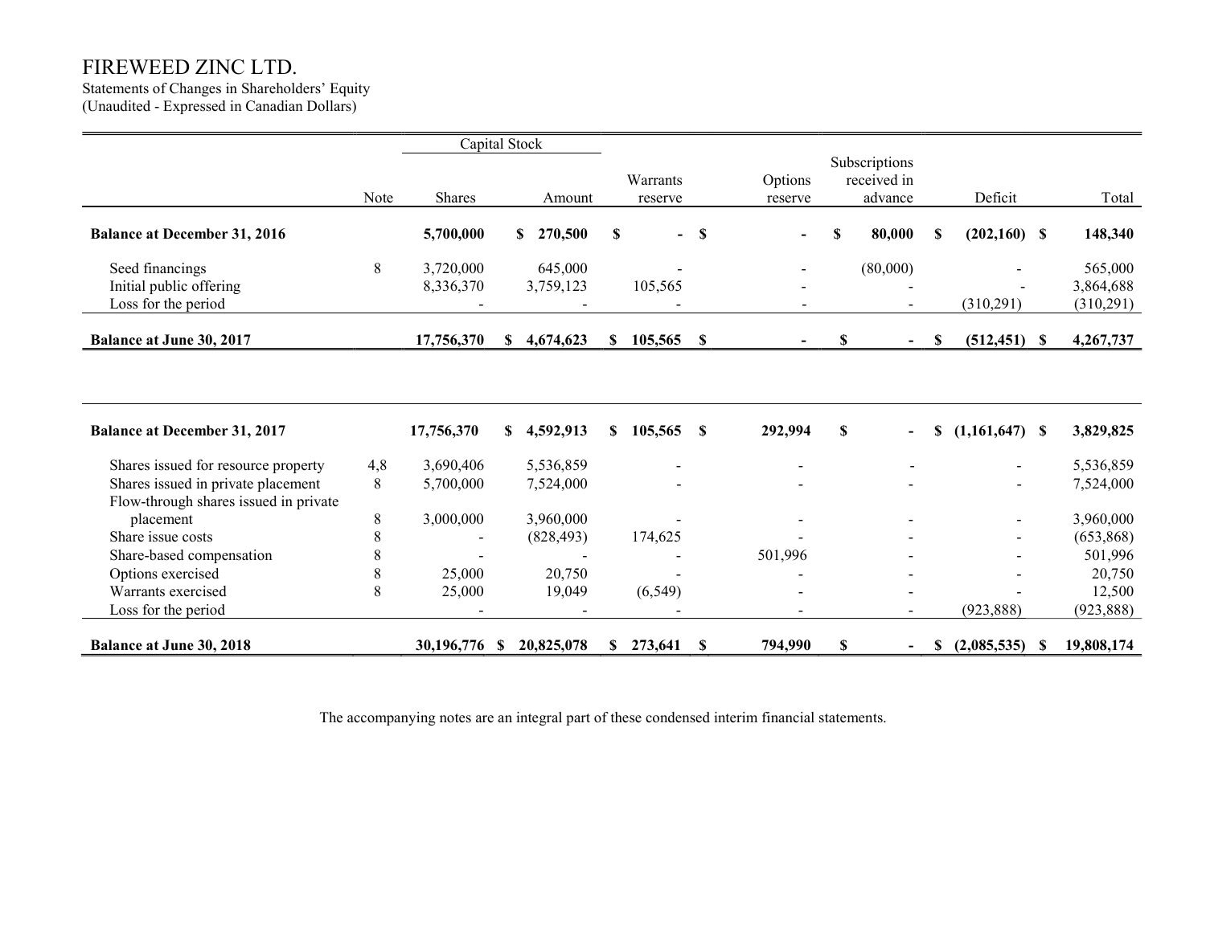# FIREWEED ZINC LTD.

Statements of Changes in Shareholders' Equity
(Unaudited - Expressed in Canadian Dollars)

| | Note | Capital Stock | | Warrants reserve | Options reserve | Subscriptions received in advance | Deficit | Total |
|---|---|---|---|---|---|---|---|---|
| | | Shares | Amount | | | | | |
| **Balance at December 31, 2016** | | **5,700,000** | **$ 270,500** | **$ -** | **$ -** | **$ 80,000** | **$ (202,160)** | **$ 148,340** |
| Seed financings | 8 | 3,720,000 | 645,000 | - | - | (80,000) | - | 565,000 |
| Initial public offering | | 8,336,370 | 3,759,123 | 105,565 | - | - | - | 3,864,688 |
| Loss for the period | | - | - | - | - | - | (310,291) | (310,291) |
| **Balance at June 30, 2017** | | **17,756,370** | **$ 4,674,623** | **$ 105,565** | **$ -** | **$ -** | **$ (512,451)** | **$ 4,267,737** |
| | | | | | | | | |
| **Balance at December 31, 2017** | | **17,756,370** | **$ 4,592,913** | **$ 105,565** | **$ 292,994** | **$ -** | **$ (1,161,647)** | **$ 3,829,825** |
| Shares issued for resource property | 4,8 | 3,690,406 | 5,536,859 | - | - | - | - | 5,536,859 |
| Shares issued in private placement | 8 | 5,700,000 | 7,524,000 | - | - | - | - | 7,524,000 |
| Flow-through shares issued in private placement | 8 | 3,000,000 | 3,960,000 | - | - | - | - | 3,960,000 |
| Share issue costs | 8 | - | (828,493) | 174,625 | - | - | - | (653,868) |
| Share-based compensation | 8 | - | - | - | 501,996 | - | - | 501,996 |
| Options exercised | 8 | 25,000 | 20,750 | - | - | - | - | 20,750 |
| Warrants exercised | 8 | 25,000 | 19,049 | (6,549) | - | - | - | 12,500 |
| Loss for the period | | - | - | - | - | - | (923,888) | (923,888) |
| **Balance at June 30, 2018** | | **30,196,776** | **$ 20,825,078** | **$ 273,641** | **$ 794,990** | **$ -** | **$ (2,085,535)** | **$ 19,808,174** |

The accompanying notes are an integral part of these condensed interim financial statements.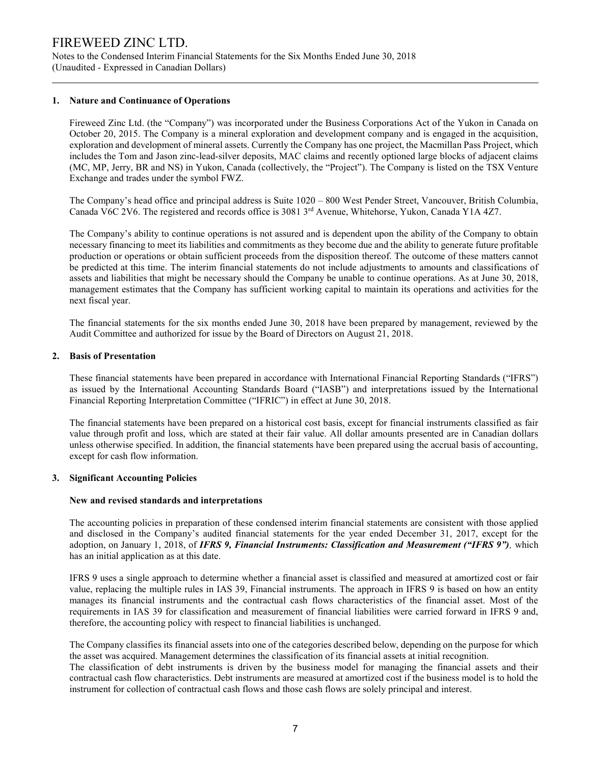# FIREWEED ZINC LTD.

Notes to the Condensed Interim Financial Statements for the Six Months Ended June 30, 2018
(Unaudited - Expressed in Canadian Dollars)

## 1. Nature and Continuance of Operations

Fireweed Zinc Ltd. (the "Company") was incorporated under the Business Corporations Act of the Yukon in Canada on October 20, 2015. The Company is a mineral exploration and development company and is engaged in the acquisition, exploration and development of mineral assets. Currently the Company has one project, the Macmillan Pass Project, which includes the Tom and Jason zinc-lead-silver deposits, MAC claims and recently optioned large blocks of adjacent claims (MC, MP, Jerry, BR and NS) in Yukon, Canada (collectively, the "Project"). The Company is listed on the TSX Venture Exchange and trades under the symbol FWZ.

The Company's head office and principal address is Suite 1020 – 800 West Pender Street, Vancouver, British Columbia, Canada V6C 2V6. The registered and records office is 3081 3rd Avenue, Whitehorse, Yukon, Canada Y1A 4Z7.

The Company's ability to continue operations is not assured and is dependent upon the ability of the Company to obtain necessary financing to meet its liabilities and commitments as they become due and the ability to generate future profitable production or operations or obtain sufficient proceeds from the disposition thereof. The outcome of these matters cannot be predicted at this time. The interim financial statements do not include adjustments to amounts and classifications of assets and liabilities that might be necessary should the Company be unable to continue operations. As at June 30, 2018, management estimates that the Company has sufficient working capital to maintain its operations and activities for the next fiscal year.

The financial statements for the six months ended June 30, 2018 have been prepared by management, reviewed by the Audit Committee and authorized for issue by the Board of Directors on August 21, 2018.

## 2. Basis of Presentation

These financial statements have been prepared in accordance with International Financial Reporting Standards ("IFRS") as issued by the International Accounting Standards Board ("IASB") and interpretations issued by the International Financial Reporting Interpretation Committee ("IFRIC") in effect at June 30, 2018.

The financial statements have been prepared on a historical cost basis, except for financial instruments classified as fair value through profit and loss, which are stated at their fair value. All dollar amounts presented are in Canadian dollars unless otherwise specified. In addition, the financial statements have been prepared using the accrual basis of accounting, except for cash flow information.

## 3. Significant Accounting Policies

### New and revised standards and interpretations

The accounting policies in preparation of these condensed interim financial statements are consistent with those applied and disclosed in the Company's audited financial statements for the year ended December 31, 2017, except for the adoption, on January 1, 2018, of ***IFRS 9, Financial Instruments: Classification and Measurement ("IFRS 9")***, which has an initial application as at this date.

IFRS 9 uses a single approach to determine whether a financial asset is classified and measured at amortized cost or fair value, replacing the multiple rules in IAS 39, Financial instruments. The approach in IFRS 9 is based on how an entity manages its financial instruments and the contractual cash flows characteristics of the financial asset. Most of the requirements in IAS 39 for classification and measurement of financial liabilities were carried forward in IFRS 9 and, therefore, the accounting policy with respect to financial liabilities is unchanged.

The Company classifies its financial assets into one of the categories described below, depending on the purpose for which the asset was acquired. Management determines the classification of its financial assets at initial recognition.
The classification of debt instruments is driven by the business model for managing the financial assets and their contractual cash flow characteristics. Debt instruments are measured at amortized cost if the business model is to hold the instrument for collection of contractual cash flows and those cash flows are solely principal and interest.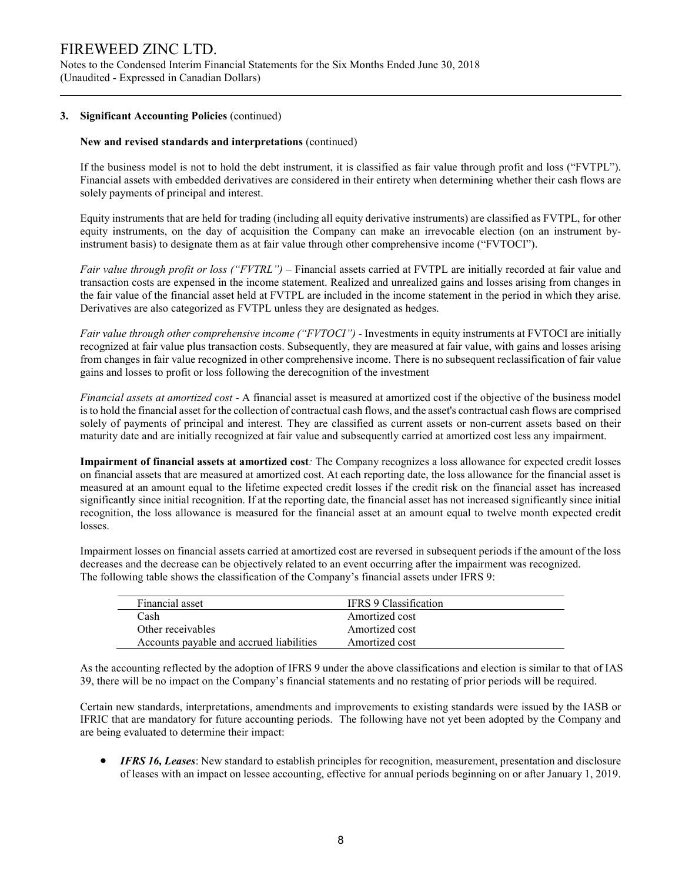### 3. Significant Accounting Policies (continued)

**New and revised standards and interpretations** (continued)

If the business model is not to hold the debt instrument, it is classified as fair value through profit and loss ("FVTPL"). Financial assets with embedded derivatives are considered in their entirety when determining whether their cash flows are solely payments of principal and interest.

Equity instruments that are held for trading (including all equity derivative instruments) are classified as FVTPL, for other equity instruments, on the day of acquisition the Company can make an irrevocable election (on an instrument by-instrument basis) to designate them as at fair value through other comprehensive income ("FVTOCI").

*Fair value through profit or loss ("FVTRL")* – Financial assets carried at FVTPL are initially recorded at fair value and transaction costs are expensed in the income statement. Realized and unrealized gains and losses arising from changes in the fair value of the financial asset held at FVTPL are included in the income statement in the period in which they arise. Derivatives are also categorized as FVTPL unless they are designated as hedges.

*Fair value through other comprehensive income ("FVTOCI")* - Investments in equity instruments at FVTOCI are initially recognized at fair value plus transaction costs. Subsequently, they are measured at fair value, with gains and losses arising from changes in fair value recognized in other comprehensive income. There is no subsequent reclassification of fair value gains and losses to profit or loss following the derecognition of the investment

*Financial assets at amortized cost* - A financial asset is measured at amortized cost if the objective of the business model is to hold the financial asset for the collection of contractual cash flows, and the asset's contractual cash flows are comprised solely of payments of principal and interest. They are classified as current assets or non-current assets based on their maturity date and are initially recognized at fair value and subsequently carried at amortized cost less any impairment.

**Impairment of financial assets at amortized cost***:* The Company recognizes a loss allowance for expected credit losses on financial assets that are measured at amortized cost. At each reporting date, the loss allowance for the financial asset is measured at an amount equal to the lifetime expected credit losses if the credit risk on the financial asset has increased significantly since initial recognition. If at the reporting date, the financial asset has not increased significantly since initial recognition, the loss allowance is measured for the financial asset at an amount equal to twelve month expected credit losses.

Impairment losses on financial assets carried at amortized cost are reversed in subsequent periods if the amount of the loss decreases and the decrease can be objectively related to an event occurring after the impairment was recognized.
The following table shows the classification of the Company's financial assets under IFRS 9:

| Financial asset | IFRS 9 Classification |
|---|---|
| Cash | Amortized cost |
| Other receivables | Amortized cost |
| Accounts payable and accrued liabilities | Amortized cost |

As the accounting reflected by the adoption of IFRS 9 under the above classifications and election is similar to that of IAS 39, there will be no impact on the Company's financial statements and no restating of prior periods will be required.

Certain new standards, interpretations, amendments and improvements to existing standards were issued by the IASB or IFRIC that are mandatory for future accounting periods. The following have not yet been adopted by the Company and are being evaluated to determine their impact:

- ***IFRS 16, Leases***: New standard to establish principles for recognition, measurement, presentation and disclosure of leases with an impact on lessee accounting, effective for annual periods beginning on or after January 1, 2019.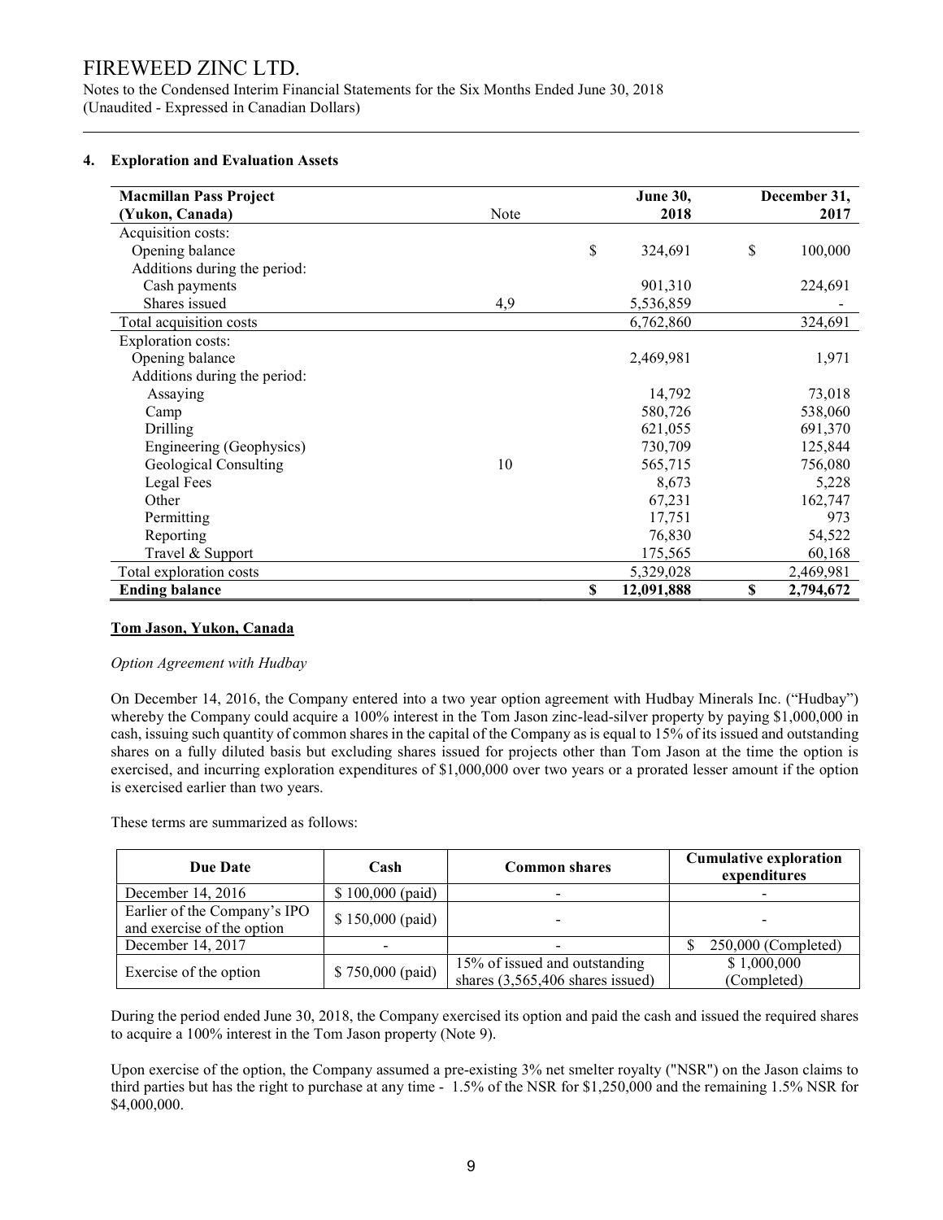FIREWEED ZINC LTD.
Notes to the Condensed Interim Financial Statements for the Six Months Ended June 30, 2018
(Unaudited - Expressed in Canadian Dollars)

## 4. Exploration and Evaluation Assets

| **Macmillan Pass Project (Yukon, Canada)** | Note | **June 30, 2018** | **December 31, 2017** |
|---|---|---|---|
| Acquisition costs: | | | |
| Opening balance | | $ 324,691 | $ 100,000 |
| Additions during the period: | | | |
| Cash payments | | 901,310 | 224,691 |
| Shares issued | 4,9 | 5,536,859 | - |
| Total acquisition costs | | 6,762,860 | 324,691 |
| Exploration costs: | | | |
| Opening balance | | 2,469,981 | 1,971 |
| Additions during the period: | | | |
| Assaying | | 14,792 | 73,018 |
| Camp | | 580,726 | 538,060 |
| Drilling | | 621,055 | 691,370 |
| Engineering (Geophysics) | | 730,709 | 125,844 |
| Geological Consulting | 10 | 565,715 | 756,080 |
| Legal Fees | | 8,673 | 5,228 |
| Other | | 67,231 | 162,747 |
| Permitting | | 17,751 | 973 |
| Reporting | | 76,830 | 54,522 |
| Travel & Support | | 175,565 | 60,168 |
| Total exploration costs | | 5,329,028 | 2,469,981 |
| **Ending balance** | | **$ 12,091,888** | **$ 2,794,672** |

**Tom Jason, Yukon, Canada**

*Option Agreement with Hudbay*

On December 14, 2016, the Company entered into a two year option agreement with Hudbay Minerals Inc. ("Hudbay") whereby the Company could acquire a 100% interest in the Tom Jason zinc-lead-silver property by paying $1,000,000 in cash, issuing such quantity of common shares in the capital of the Company as is equal to 15% of its issued and outstanding shares on a fully diluted basis but excluding shares issued for projects other than Tom Jason at the time the option is exercised, and incurring exploration expenditures of $1,000,000 over two years or a prorated lesser amount if the option is exercised earlier than two years.

These terms are summarized as follows:

| Due Date | Cash | Common shares | Cumulative exploration expenditures |
|---|---|---|---|
| December 14, 2016 | $ 100,000 (paid) | - | - |
| Earlier of the Company's IPO and exercise of the option | $ 150,000 (paid) | - | - |
| December 14, 2017 | - | - | $ 250,000 (Completed) |
| Exercise of the option | $ 750,000 (paid) | 15% of issued and outstanding shares (3,565,406 shares issued) | $ 1,000,000 (Completed) |

During the period ended June 30, 2018, the Company exercised its option and paid the cash and issued the required shares to acquire a 100% interest in the Tom Jason property (Note 9).

Upon exercise of the option, the Company assumed a pre-existing 3% net smelter royalty ("NSR") on the Jason claims to third parties but has the right to purchase at any time - 1.5% of the NSR for $1,250,000 and the remaining 1.5% NSR for $4,000,000.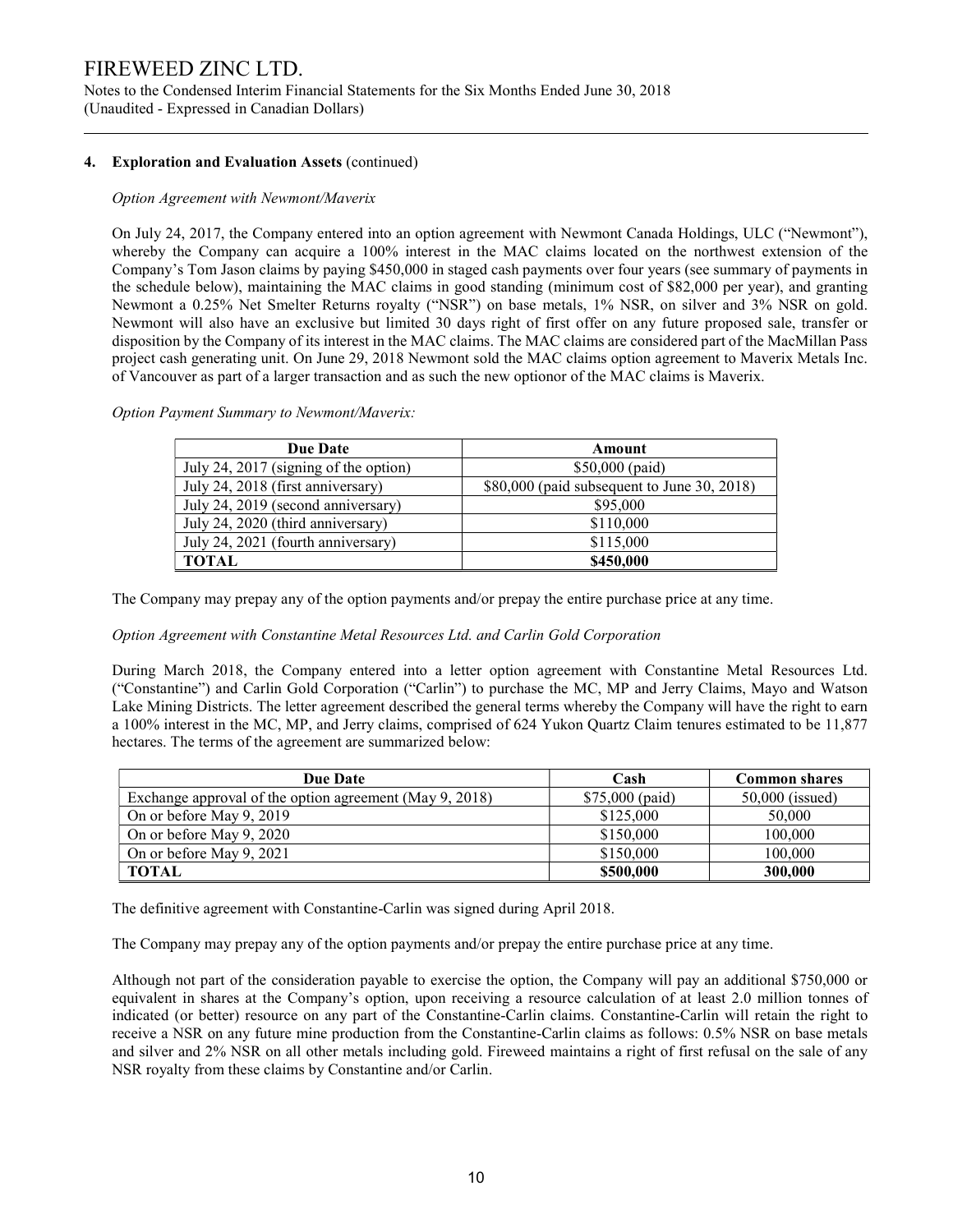## 4. Exploration and Evaluation Assets (continued)

*Option Agreement with Newmont/Maverix*

On July 24, 2017, the Company entered into an option agreement with Newmont Canada Holdings, ULC ("Newmont"), whereby the Company can acquire a 100% interest in the MAC claims located on the northwest extension of the Company's Tom Jason claims by paying $450,000 in staged cash payments over four years (see summary of payments in the schedule below), maintaining the MAC claims in good standing (minimum cost of $82,000 per year), and granting Newmont a 0.25% Net Smelter Returns royalty ("NSR") on base metals, 1% NSR, on silver and 3% NSR on gold. Newmont will also have an exclusive but limited 30 days right of first offer on any future proposed sale, transfer or disposition by the Company of its interest in the MAC claims. The MAC claims are considered part of the MacMillan Pass project cash generating unit. On June 29, 2018 Newmont sold the MAC claims option agreement to Maverix Metals Inc. of Vancouver as part of a larger transaction and as such the new optionor of the MAC claims is Maverix.

*Option Payment Summary to Newmont/Maverix:*

| Due Date | Amount |
|---|---|
| July 24, 2017 (signing of the option) | $50,000 (paid) |
| July 24, 2018 (first anniversary) | $80,000 (paid subsequent to June 30, 2018) |
| July 24, 2019 (second anniversary) | $95,000 |
| July 24, 2020 (third anniversary) | $110,000 |
| July 24, 2021 (fourth anniversary) | $115,000 |
| **TOTAL** | **$450,000** |

The Company may prepay any of the option payments and/or prepay the entire purchase price at any time.

*Option Agreement with Constantine Metal Resources Ltd. and Carlin Gold Corporation*

During March 2018, the Company entered into a letter option agreement with Constantine Metal Resources Ltd. ("Constantine") and Carlin Gold Corporation ("Carlin") to purchase the MC, MP and Jerry Claims, Mayo and Watson Lake Mining Districts. The letter agreement described the general terms whereby the Company will have the right to earn a 100% interest in the MC, MP, and Jerry claims, comprised of 624 Yukon Quartz Claim tenures estimated to be 11,877 hectares. The terms of the agreement are summarized below:

| Due Date | Cash | Common shares |
|---|---|---|
| Exchange approval of the option agreement (May 9, 2018) | $75,000 (paid) | 50,000 (issued) |
| On or before May 9, 2019 | $125,000 | 50,000 |
| On or before May 9, 2020 | $150,000 | 100,000 |
| On or before May 9, 2021 | $150,000 | 100,000 |
| **TOTAL** | **$500,000** | **300,000** |

The definitive agreement with Constantine-Carlin was signed during April 2018.

The Company may prepay any of the option payments and/or prepay the entire purchase price at any time.

Although not part of the consideration payable to exercise the option, the Company will pay an additional $750,000 or equivalent in shares at the Company's option, upon receiving a resource calculation of at least 2.0 million tonnes of indicated (or better) resource on any part of the Constantine-Carlin claims. Constantine-Carlin will retain the right to receive a NSR on any future mine production from the Constantine-Carlin claims as follows: 0.5% NSR on base metals and silver and 2% NSR on all other metals including gold. Fireweed maintains a right of first refusal on the sale of any NSR royalty from these claims by Constantine and/or Carlin.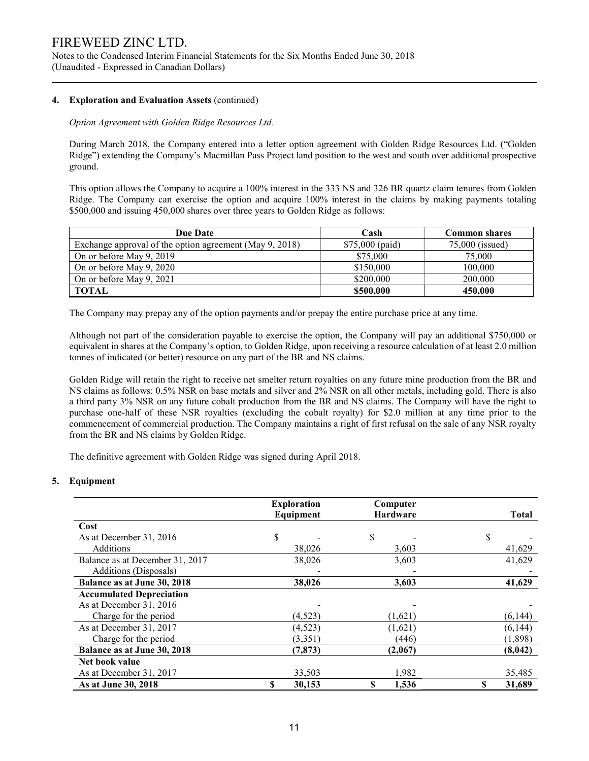## 4. Exploration and Evaluation Assets (continued)

*Option Agreement with Golden Ridge Resources Ltd.*

During March 2018, the Company entered into a letter option agreement with Golden Ridge Resources Ltd. ("Golden Ridge") extending the Company's Macmillan Pass Project land position to the west and south over additional prospective ground.

This option allows the Company to acquire a 100% interest in the 333 NS and 326 BR quartz claim tenures from Golden Ridge. The Company can exercise the option and acquire 100% interest in the claims by making payments totaling \$500,000 and issuing 450,000 shares over three years to Golden Ridge as follows:

| Due Date | Cash | Common shares |
|---|---|---|
| Exchange approval of the option agreement (May 9, 2018) | \$75,000 (paid) | 75,000 (issued) |
| On or before May 9, 2019 | \$75,000 | 75,000 |
| On or before May 9, 2020 | \$150,000 | 100,000 |
| On or before May 9, 2021 | \$200,000 | 200,000 |
| **TOTAL** | **\$500,000** | **450,000** |

The Company may prepay any of the option payments and/or prepay the entire purchase price at any time.

Although not part of the consideration payable to exercise the option, the Company will pay an additional \$750,000 or equivalent in shares at the Company's option, to Golden Ridge, upon receiving a resource calculation of at least 2.0 million tonnes of indicated (or better) resource on any part of the BR and NS claims.

Golden Ridge will retain the right to receive net smelter return royalties on any future mine production from the BR and NS claims as follows: 0.5% NSR on base metals and silver and 2% NSR on all other metals, including gold. There is also a third party 3% NSR on any future cobalt production from the BR and NS claims. The Company will have the right to purchase one-half of these NSR royalties (excluding the cobalt royalty) for \$2.0 million at any time prior to the commencement of commercial production. The Company maintains a right of first refusal on the sale of any NSR royalty from the BR and NS claims by Golden Ridge.

The definitive agreement with Golden Ridge was signed during April 2018.

## 5. Equipment

| | Exploration Equipment | Computer Hardware | Total |
|---|---|---|---|
| **Cost** | | | |
| As at December 31, 2016 | \$ - | \$ - | \$ - |
| Additions | 38,026 | 3,603 | 41,629 |
| Balance as at December 31, 2017 | 38,026 | 3,603 | 41,629 |
| Additions (Disposals) | - | - | - |
| **Balance as at June 30, 2018** | **38,026** | **3,603** | **41,629** |
| **Accumulated Depreciation** | | | |
| As at December 31, 2016 | - | - | - |
| Charge for the period | (4,523) | (1,621) | (6,144) |
| As at December 31, 2017 | (4,523) | (1,621) | (6,144) |
| Charge for the period | (3,351) | (446) | (1,898) |
| **Balance as at June 30, 2018** | **(7,873)** | **(2,067)** | **(8,042)** |
| **Net book value** | | | |
| As at December 31, 2017 | 33,503 | 1,982 | 35,485 |
| **As at June 30, 2018** | **\$ 30,153** | **\$ 1,536** | **\$ 31,689** |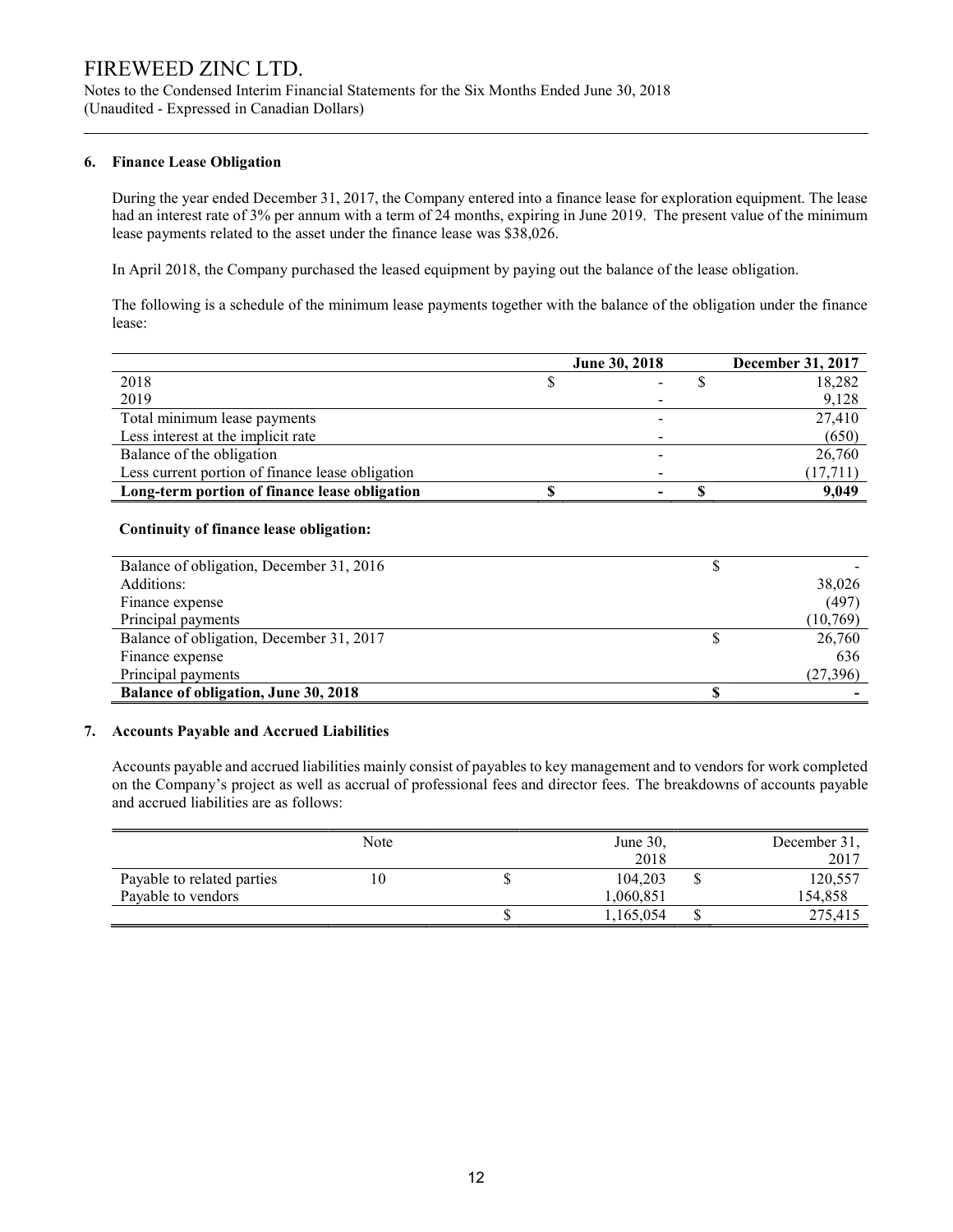FIREWEED ZINC LTD.
Notes to the Condensed Interim Financial Statements for the Six Months Ended June 30, 2018
(Unaudited - Expressed in Canadian Dollars)

## 6. Finance Lease Obligation

During the year ended December 31, 2017, the Company entered into a finance lease for exploration equipment. The lease had an interest rate of 3% per annum with a term of 24 months, expiring in June 2019. The present value of the minimum lease payments related to the asset under the finance lease was $38,026.

In April 2018, the Company purchased the leased equipment by paying out the balance of the lease obligation.

The following is a schedule of the minimum lease payments together with the balance of the obligation under the finance lease:

| | June 30, 2018 | December 31, 2017 |
|---|---|---|
| 2018 | $ - | $ 18,282 |
| 2019 | - | 9,128 |
| Total minimum lease payments | - | 27,410 |
| Less interest at the implicit rate | - | (650) |
| Balance of the obligation | - | 26,760 |
| Less current portion of finance lease obligation | - | (17,711) |
| **Long-term portion of finance lease obligation** | **$ -** | **$ 9,049** |

**Continuity of finance lease obligation:**

| | |
|---|---|
| Balance of obligation, December 31, 2016 | $ - |
| Additions: | 38,026 |
| Finance expense | (497) |
| Principal payments | (10,769) |
| Balance of obligation, December 31, 2017 | $ 26,760 |
| Finance expense | 636 |
| Principal payments | (27,396) |
| **Balance of obligation, June 30, 2018** | **$ -** |

## 7. Accounts Payable and Accrued Liabilities

Accounts payable and accrued liabilities mainly consist of payables to key management and to vendors for work completed on the Company's project as well as accrual of professional fees and director fees. The breakdowns of accounts payable and accrued liabilities are as follows:

| | Note | June 30, 2018 | December 31, 2017 |
|---|---|---|---|
| Payable to related parties | 10 | $ 104,203 | $ 120,557 |
| Payable to vendors | | 1,060,851 | 154,858 |
| | | $ 1,165,054 | $ 275,415 |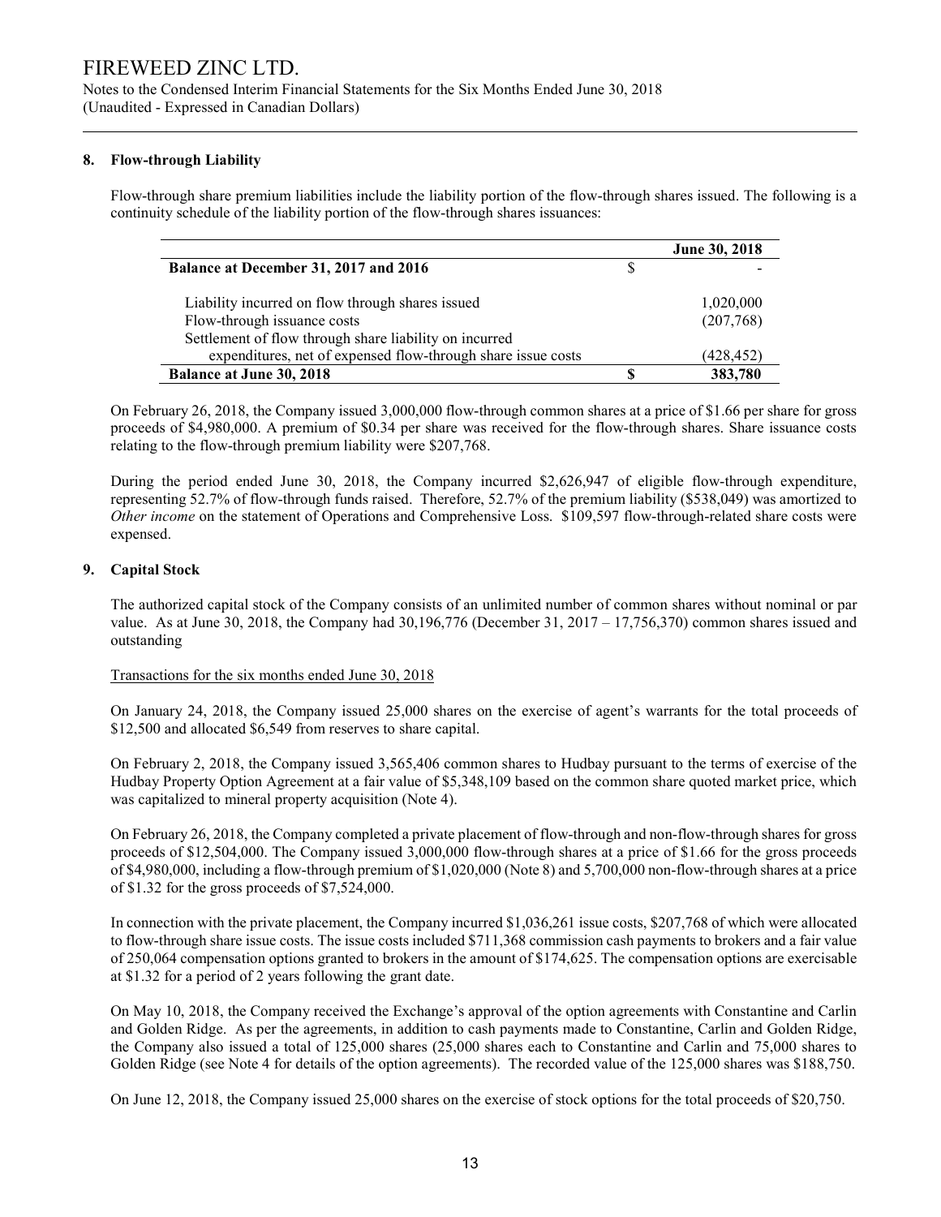## 8. Flow-through Liability

Flow-through share premium liabilities include the liability portion of the flow-through shares issued. The following is a continuity schedule of the liability portion of the flow-through shares issuances:

| | | June 30, 2018 |
|---|---|---|
| **Balance at December 31, 2017 and 2016** | $ | - |
| Liability incurred on flow through shares issued | | 1,020,000 |
| Flow-through issuance costs | | (207,768) |
| Settlement of flow through share liability on incurred expenditures, net of expensed flow-through share issue costs | | (428,452) |
| **Balance at June 30, 2018** | **$** | **383,780** |

On February 26, 2018, the Company issued 3,000,000 flow-through common shares at a price of $1.66 per share for gross proceeds of $4,980,000. A premium of $0.34 per share was received for the flow-through shares. Share issuance costs relating to the flow-through premium liability were $207,768.

During the period ended June 30, 2018, the Company incurred $2,626,947 of eligible flow-through expenditure, representing 52.7% of flow-through funds raised. Therefore, 52.7% of the premium liability ($538,049) was amortized to *Other income* on the statement of Operations and Comprehensive Loss. $109,597 flow-through-related share costs were expensed.

## 9. Capital Stock

The authorized capital stock of the Company consists of an unlimited number of common shares without nominal or par value. As at June 30, 2018, the Company had 30,196,776 (December 31, 2017 – 17,756,370) common shares issued and outstanding

Transactions for the six months ended June 30, 2018

On January 24, 2018, the Company issued 25,000 shares on the exercise of agent's warrants for the total proceeds of $12,500 and allocated $6,549 from reserves to share capital.

On February 2, 2018, the Company issued 3,565,406 common shares to Hudbay pursuant to the terms of exercise of the Hudbay Property Option Agreement at a fair value of $5,348,109 based on the common share quoted market price, which was capitalized to mineral property acquisition (Note 4).

On February 26, 2018, the Company completed a private placement of flow-through and non-flow-through shares for gross proceeds of $12,504,000. The Company issued 3,000,000 flow-through shares at a price of $1.66 for the gross proceeds of $4,980,000, including a flow-through premium of $1,020,000 (Note 8) and 5,700,000 non-flow-through shares at a price of $1.32 for the gross proceeds of $7,524,000.

In connection with the private placement, the Company incurred $1,036,261 issue costs, $207,768 of which were allocated to flow-through share issue costs. The issue costs included $711,368 commission cash payments to brokers and a fair value of 250,064 compensation options granted to brokers in the amount of $174,625. The compensation options are exercisable at $1.32 for a period of 2 years following the grant date.

On May 10, 2018, the Company received the Exchange's approval of the option agreements with Constantine and Carlin and Golden Ridge. As per the agreements, in addition to cash payments made to Constantine, Carlin and Golden Ridge, the Company also issued a total of 125,000 shares (25,000 shares each to Constantine and Carlin and 75,000 shares to Golden Ridge (see Note 4 for details of the option agreements). The recorded value of the 125,000 shares was $188,750.

On June 12, 2018, the Company issued 25,000 shares on the exercise of stock options for the total proceeds of $20,750.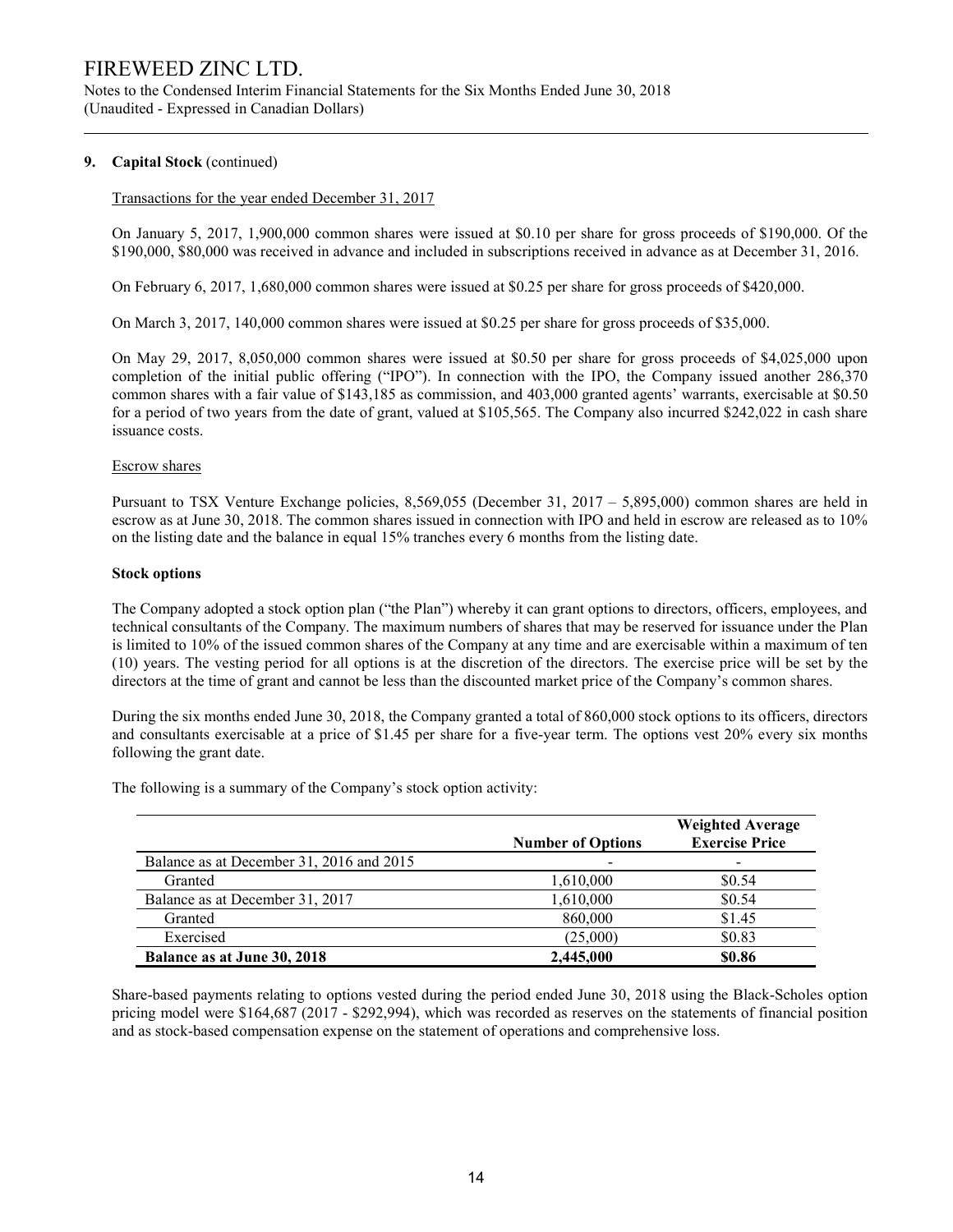### 9. Capital Stock (continued)

Transactions for the year ended December 31, 2017

On January 5, 2017, 1,900,000 common shares were issued at $0.10 per share for gross proceeds of $190,000. Of the $190,000, $80,000 was received in advance and included in subscriptions received in advance as at December 31, 2016.

On February 6, 2017, 1,680,000 common shares were issued at $0.25 per share for gross proceeds of $420,000.

On March 3, 2017, 140,000 common shares were issued at $0.25 per share for gross proceeds of $35,000.

On May 29, 2017, 8,050,000 common shares were issued at $0.50 per share for gross proceeds of $4,025,000 upon completion of the initial public offering ("IPO"). In connection with the IPO, the Company issued another 286,370 common shares with a fair value of $143,185 as commission, and 403,000 granted agents' warrants, exercisable at $0.50 for a period of two years from the date of grant, valued at $105,565. The Company also incurred $242,022 in cash share issuance costs.

Escrow shares

Pursuant to TSX Venture Exchange policies, 8,569,055 (December 31, 2017 – 5,895,000) common shares are held in escrow as at June 30, 2018. The common shares issued in connection with IPO and held in escrow are released as to 10% on the listing date and the balance in equal 15% tranches every 6 months from the listing date.

**Stock options**

The Company adopted a stock option plan ("the Plan") whereby it can grant options to directors, officers, employees, and technical consultants of the Company. The maximum numbers of shares that may be reserved for issuance under the Plan is limited to 10% of the issued common shares of the Company at any time and are exercisable within a maximum of ten (10) years. The vesting period for all options is at the discretion of the directors. The exercise price will be set by the directors at the time of grant and cannot be less than the discounted market price of the Company's common shares.

During the six months ended June 30, 2018, the Company granted a total of 860,000 stock options to its officers, directors and consultants exercisable at a price of $1.45 per share for a five-year term. The options vest 20% every six months following the grant date.

The following is a summary of the Company's stock option activity:

| | Number of Options | Weighted Average Exercise Price |
|---|---|---|
| Balance as at December 31, 2016 and 2015 | - | - |
| Granted | 1,610,000 | $0.54 |
| Balance as at December 31, 2017 | 1,610,000 | $0.54 |
| Granted | 860,000 | $1.45 |
| Exercised | (25,000) | $0.83 |
| **Balance as at June 30, 2018** | **2,445,000** | **$0.86** |

Share-based payments relating to options vested during the period ended June 30, 2018 using the Black-Scholes option pricing model were $164,687 (2017 - $292,994), which was recorded as reserves on the statements of financial position and as stock-based compensation expense on the statement of operations and comprehensive loss.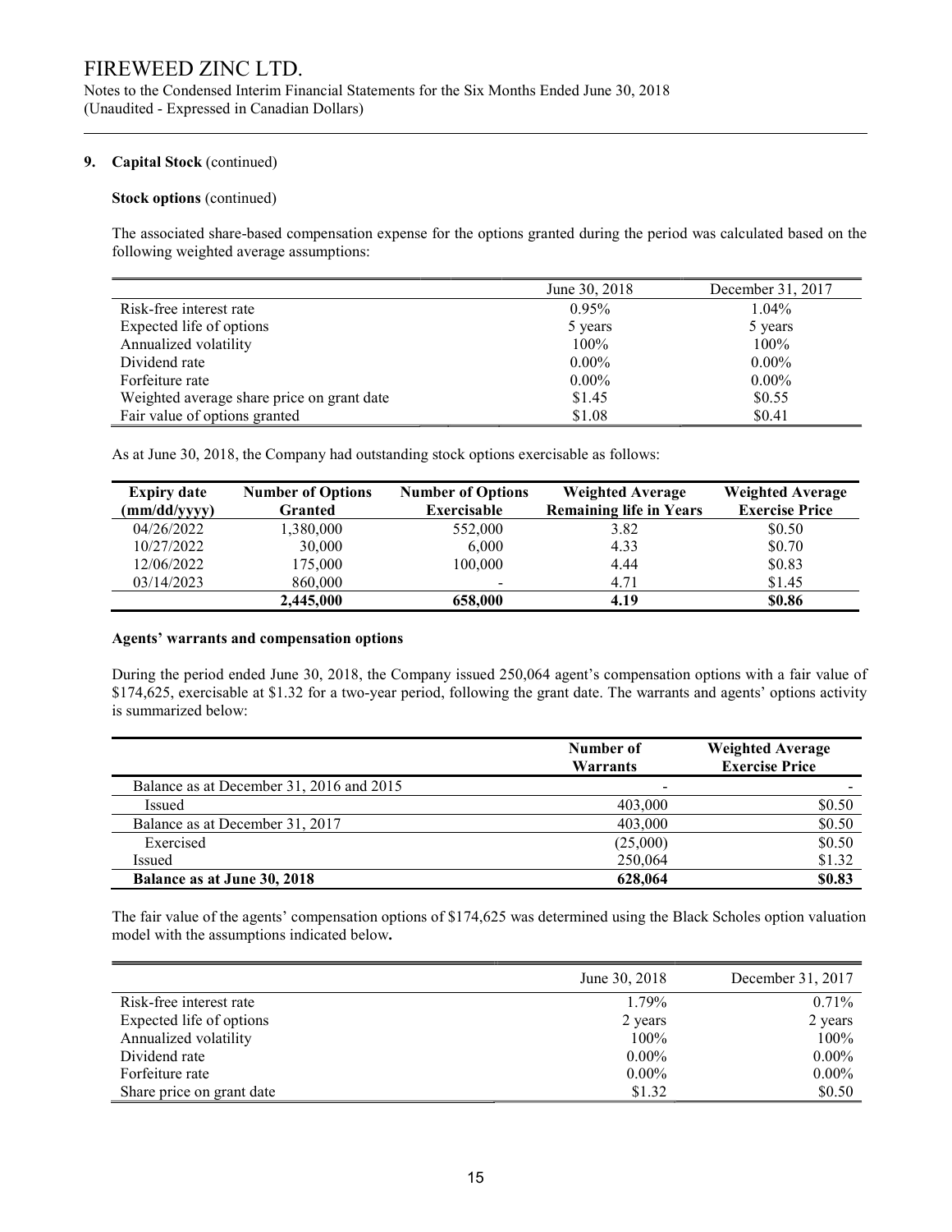# FIREWEED ZINC LTD.

Notes to the Condensed Interim Financial Statements for the Six Months Ended June 30, 2018
(Unaudited - Expressed in Canadian Dollars)

**9. Capital Stock** (continued)

**Stock options** (continued)

The associated share-based compensation expense for the options granted during the period was calculated based on the following weighted average assumptions:

| | June 30, 2018 | December 31, 2017 |
|---|---|---|
| Risk-free interest rate | 0.95% | 1.04% |
| Expected life of options | 5 years | 5 years |
| Annualized volatility | 100% | 100% |
| Dividend rate | 0.00% | 0.00% |
| Forfeiture rate | 0.00% | 0.00% |
| Weighted average share price on grant date | $1.45 | $0.55 |
| Fair value of options granted | $1.08 | $0.41 |

As at June 30, 2018, the Company had outstanding stock options exercisable as follows:

| Expiry date (mm/dd/yyyy) | Number of Options Granted | Number of Options Exercisable | Weighted Average Remaining life in Years | Weighted Average Exercise Price |
|---|---|---|---|---|
| 04/26/2022 | 1,380,000 | 552,000 | 3.82 | $0.50 |
| 10/27/2022 | 30,000 | 6,000 | 4.33 | $0.70 |
| 12/06/2022 | 175,000 | 100,000 | 4.44 | $0.83 |
| 03/14/2023 | 860,000 | - | 4.71 | $1.45 |
| | **2,445,000** | **658,000** | **4.19** | **$0.86** |

**Agents' warrants and compensation options**

During the period ended June 30, 2018, the Company issued 250,064 agent's compensation options with a fair value of $174,625, exercisable at $1.32 for a two-year period, following the grant date. The warrants and agents' options activity is summarized below:

| | Number of Warrants | Weighted Average Exercise Price |
|---|---|---|
| Balance as at December 31, 2016 and 2015 | - | - |
| Issued | 403,000 | $0.50 |
| Balance as at December 31, 2017 | 403,000 | $0.50 |
| Exercised | (25,000) | $0.50 |
| Issued | 250,064 | $1.32 |
| **Balance as at June 30, 2018** | **628,064** | **$0.83** |

The fair value of the agents' compensation options of $174,625 was determined using the Black Scholes option valuation model with the assumptions indicated below**.**

| | June 30, 2018 | December 31, 2017 |
|---|---|---|
| Risk-free interest rate | 1.79% | 0.71% |
| Expected life of options | 2 years | 2 years |
| Annualized volatility | 100% | 100% |
| Dividend rate | 0.00% | 0.00% |
| Forfeiture rate | 0.00% | 0.00% |
| Share price on grant date | $1.32 | $0.50 |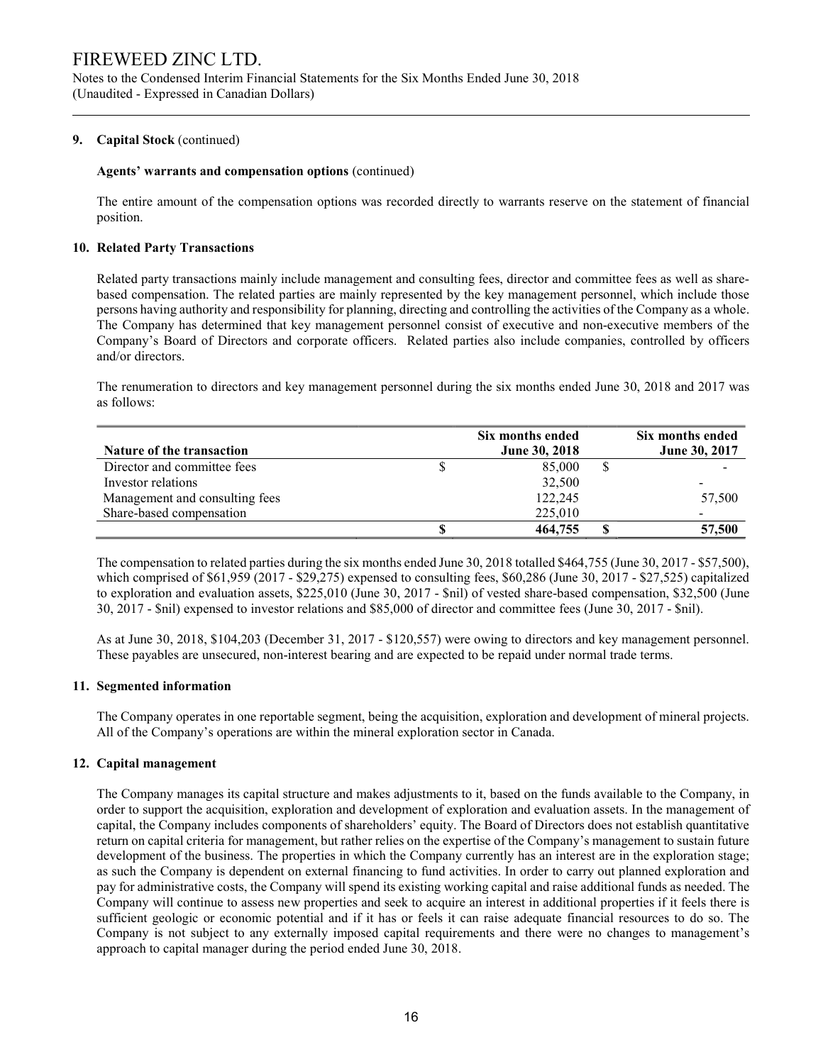### 9. Capital Stock (continued)

**Agents' warrants and compensation options** (continued)

The entire amount of the compensation options was recorded directly to warrants reserve on the statement of financial position.

### 10. Related Party Transactions

Related party transactions mainly include management and consulting fees, director and committee fees as well as share-based compensation. The related parties are mainly represented by the key management personnel, which include those persons having authority and responsibility for planning, directing and controlling the activities of the Company as a whole. The Company has determined that key management personnel consist of executive and non-executive members of the Company's Board of Directors and corporate officers. Related parties also include companies, controlled by officers and/or directors.

The renumeration to directors and key management personnel during the six months ended June 30, 2018 and 2017 was as follows:

| Nature of the transaction | Six months ended June 30, 2018 | Six months ended June 30, 2017 |
|---|---|---|
| Director and committee fees | $ 85,000 | $ - |
| Investor relations | 32,500 | - |
| Management and consulting fees | 122,245 | 57,500 |
| Share-based compensation | 225,010 | - |
| | $ 464,755 | $ 57,500 |

The compensation to related parties during the six months ended June 30, 2018 totalled $464,755 (June 30, 2017 - $57,500), which comprised of $61,959 (2017 - $29,275) expensed to consulting fees, $60,286 (June 30, 2017 - $27,525) capitalized to exploration and evaluation assets, $225,010 (June 30, 2017 - $nil) of vested share-based compensation, $32,500 (June 30, 2017 - $nil) expensed to investor relations and $85,000 of director and committee fees (June 30, 2017 - $nil).

As at June 30, 2018, $104,203 (December 31, 2017 - $120,557) were owing to directors and key management personnel. These payables are unsecured, non-interest bearing and are expected to be repaid under normal trade terms.

### 11. Segmented information

The Company operates in one reportable segment, being the acquisition, exploration and development of mineral projects. All of the Company's operations are within the mineral exploration sector in Canada.

### 12. Capital management

The Company manages its capital structure and makes adjustments to it, based on the funds available to the Company, in order to support the acquisition, exploration and development of exploration and evaluation assets. In the management of capital, the Company includes components of shareholders' equity. The Board of Directors does not establish quantitative return on capital criteria for management, but rather relies on the expertise of the Company's management to sustain future development of the business. The properties in which the Company currently has an interest are in the exploration stage; as such the Company is dependent on external financing to fund activities. In order to carry out planned exploration and pay for administrative costs, the Company will spend its existing working capital and raise additional funds as needed. The Company will continue to assess new properties and seek to acquire an interest in additional properties if it feels there is sufficient geologic or economic potential and if it has or feels it can raise adequate financial resources to do so. The Company is not subject to any externally imposed capital requirements and there were no changes to management's approach to capital manager during the period ended June 30, 2018.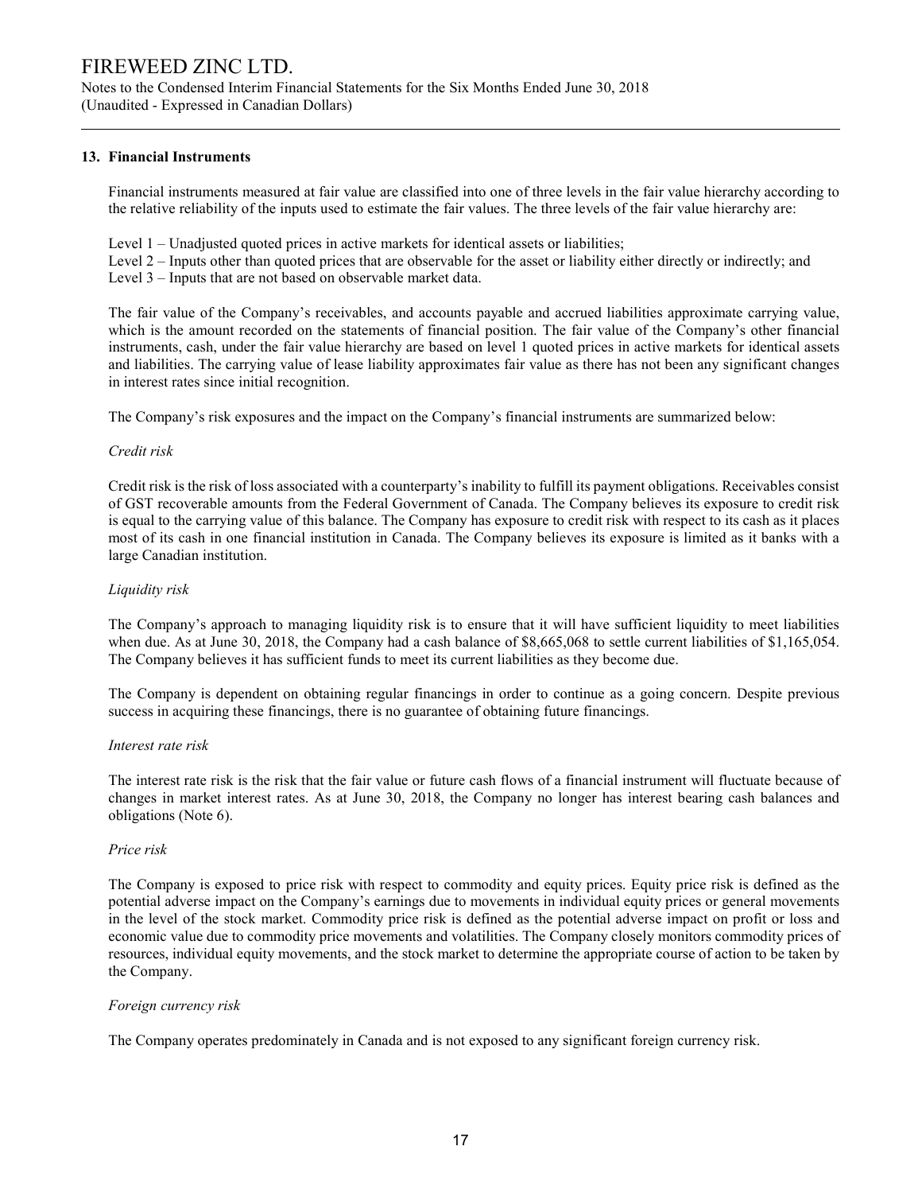## 13. Financial Instruments

Financial instruments measured at fair value are classified into one of three levels in the fair value hierarchy according to the relative reliability of the inputs used to estimate the fair values. The three levels of the fair value hierarchy are:

Level 1 – Unadjusted quoted prices in active markets for identical assets or liabilities;
Level 2 – Inputs other than quoted prices that are observable for the asset or liability either directly or indirectly; and
Level 3 – Inputs that are not based on observable market data.

The fair value of the Company's receivables, and accounts payable and accrued liabilities approximate carrying value, which is the amount recorded on the statements of financial position. The fair value of the Company's other financial instruments, cash, under the fair value hierarchy are based on level 1 quoted prices in active markets for identical assets and liabilities. The carrying value of lease liability approximates fair value as there has not been any significant changes in interest rates since initial recognition.

The Company's risk exposures and the impact on the Company's financial instruments are summarized below:

*Credit risk*

Credit risk is the risk of loss associated with a counterparty's inability to fulfill its payment obligations. Receivables consist of GST recoverable amounts from the Federal Government of Canada. The Company believes its exposure to credit risk is equal to the carrying value of this balance. The Company has exposure to credit risk with respect to its cash as it places most of its cash in one financial institution in Canada. The Company believes its exposure is limited as it banks with a large Canadian institution.

*Liquidity risk*

The Company's approach to managing liquidity risk is to ensure that it will have sufficient liquidity to meet liabilities when due. As at June 30, 2018, the Company had a cash balance of $8,665,068 to settle current liabilities of $1,165,054. The Company believes it has sufficient funds to meet its current liabilities as they become due.

The Company is dependent on obtaining regular financings in order to continue as a going concern. Despite previous success in acquiring these financings, there is no guarantee of obtaining future financings.

*Interest rate risk*

The interest rate risk is the risk that the fair value or future cash flows of a financial instrument will fluctuate because of changes in market interest rates. As at June 30, 2018, the Company no longer has interest bearing cash balances and obligations (Note 6).

*Price risk*

The Company is exposed to price risk with respect to commodity and equity prices. Equity price risk is defined as the potential adverse impact on the Company's earnings due to movements in individual equity prices or general movements in the level of the stock market. Commodity price risk is defined as the potential adverse impact on profit or loss and economic value due to commodity price movements and volatilities. The Company closely monitors commodity prices of resources, individual equity movements, and the stock market to determine the appropriate course of action to be taken by the Company.

*Foreign currency risk*

The Company operates predominately in Canada and is not exposed to any significant foreign currency risk.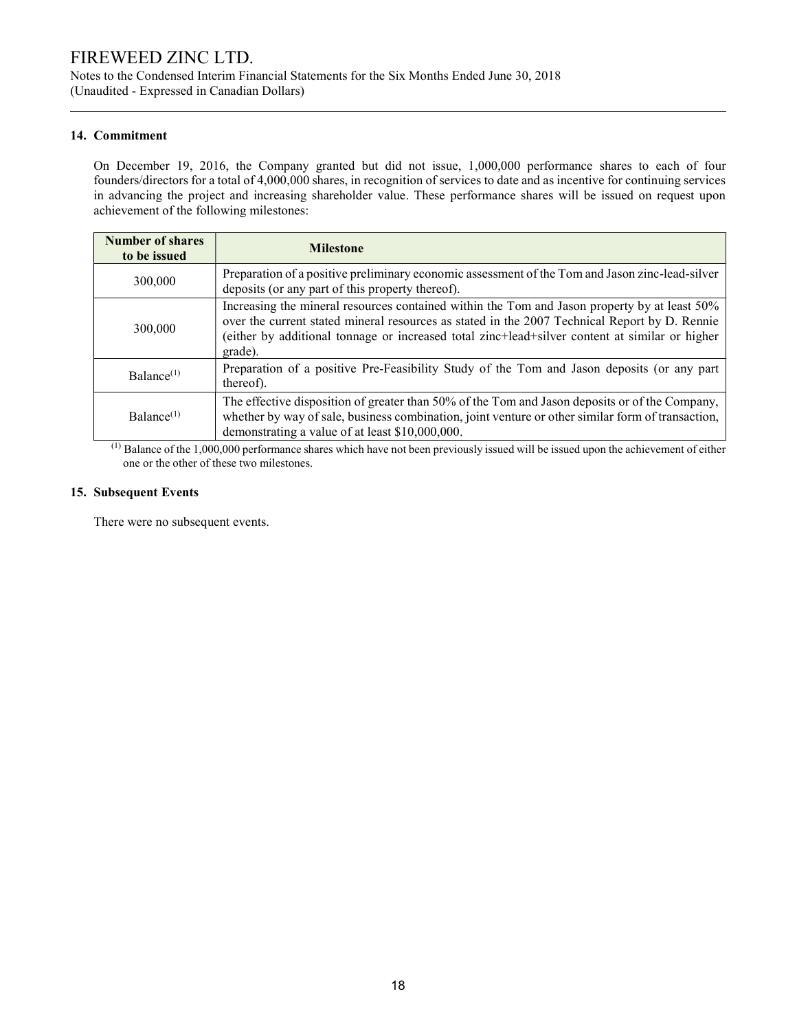## 14. Commitment

On December 19, 2016, the Company granted but did not issue, 1,000,000 performance shares to each of four founders/directors for a total of 4,000,000 shares, in recognition of services to date and as incentive for continuing services in advancing the project and increasing shareholder value. These performance shares will be issued on request upon achievement of the following milestones:

| Number of shares to be issued | Milestone |
|---|---|
| 300,000 | Preparation of a positive preliminary economic assessment of the Tom and Jason zinc-lead-silver deposits (or any part of this property thereof). |
| 300,000 | Increasing the mineral resources contained within the Tom and Jason property by at least 50% over the current stated mineral resources as stated in the 2007 Technical Report by D. Rennie (either by additional tonnage or increased total zinc+lead+silver content at similar or higher grade). |
| Balance[(1)] | Preparation of a positive Pre-Feasibility Study of the Tom and Jason deposits (or any part thereof). |
| Balance[(1)] | The effective disposition of greater than 50% of the Tom and Jason deposits or of the Company, whether by way of sale, business combination, joint venture or other similar form of transaction, demonstrating a value of at least $10,000,000. |

[(1)] Balance of the 1,000,000 performance shares which have not been previously issued will be issued upon the achievement of either one or the other of these two milestones.

## 15. Subsequent Events

There were no subsequent events.